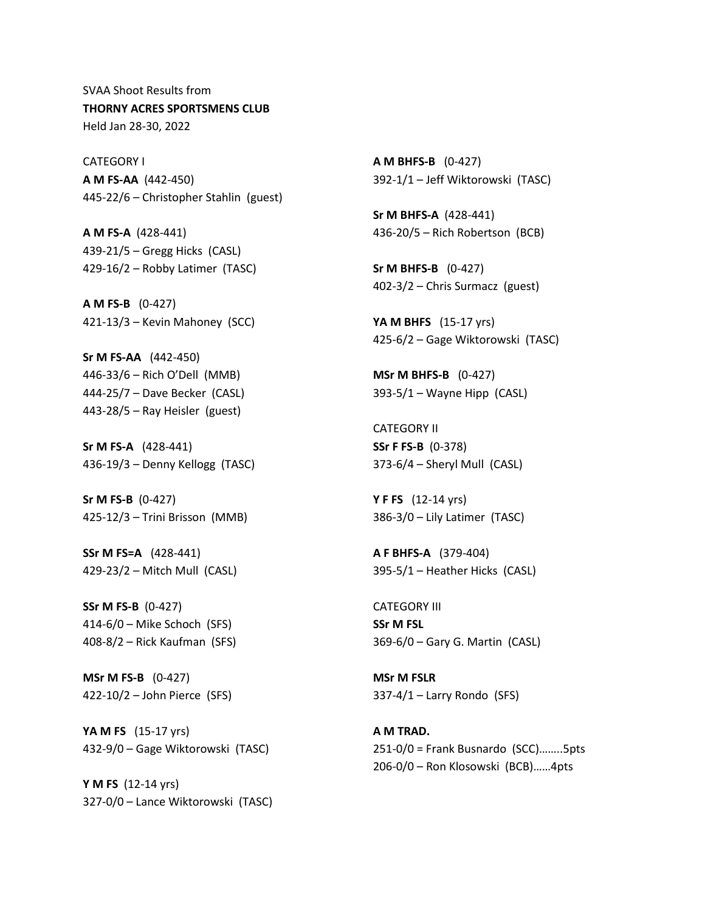SVAA Shoot Results from

**THORNY ACRES SPORTSMENS CLUB**

Held Jan 28-30, 2022

CATEGORY I

**A M FS-AA** (442-450)
445-22/6 – Christopher Stahlin (guest)

**A M FS-A** (428-441)
439-21/5 – Gregg Hicks (CASL)
429-16/2 – Robby Latimer (TASC)

**A M FS-B** (0-427)
421-13/3 – Kevin Mahoney (SCC)

**Sr M FS-AA** (442-450)
446-33/6 – Rich O'Dell (MMB)
444-25/7 – Dave Becker (CASL)
443-28/5 – Ray Heisler (guest)

**Sr M FS-A** (428-441)
436-19/3 – Denny Kellogg (TASC)

**Sr M FS-B** (0-427)
425-12/3 – Trini Brisson (MMB)

**SSr M FS=A** (428-441)
429-23/2 – Mitch Mull (CASL)

**SSr M FS-B** (0-427)
414-6/0 – Mike Schoch (SFS)
408-8/2 – Rick Kaufman (SFS)

**MSr M FS-B** (0-427)
422-10/2 – John Pierce (SFS)

**YA M FS** (15-17 yrs)
432-9/0 – Gage Wiktorowski (TASC)

**Y M FS** (12-14 yrs)
327-0/0 – Lance Wiktorowski (TASC)

**A M BHFS-B** (0-427)
392-1/1 – Jeff Wiktorowski (TASC)

**Sr M BHFS-A** (428-441)
436-20/5 – Rich Robertson (BCB)

**Sr M BHFS-B** (0-427)
402-3/2 – Chris Surmacz (guest)

**YA M BHFS** (15-17 yrs)
425-6/2 – Gage Wiktorowski (TASC)

**MSr M BHFS-B** (0-427)
393-5/1 – Wayne Hipp (CASL)

CATEGORY II

**SSr F FS-B** (0-378)
373-6/4 – Sheryl Mull (CASL)

**Y F FS** (12-14 yrs)
386-3/0 – Lily Latimer (TASC)

**A F BHFS-A** (379-404)
395-5/1 – Heather Hicks (CASL)

CATEGORY III

**SSr M FSL**
369-6/0 – Gary G. Martin (CASL)

**MSr M FSLR**
337-4/1 – Larry Rondo (SFS)

**A M TRAD.**
251-0/0 = Frank Busnardo (SCC)……..5pts
206-0/0 – Ron Klosowski (BCB)……4pts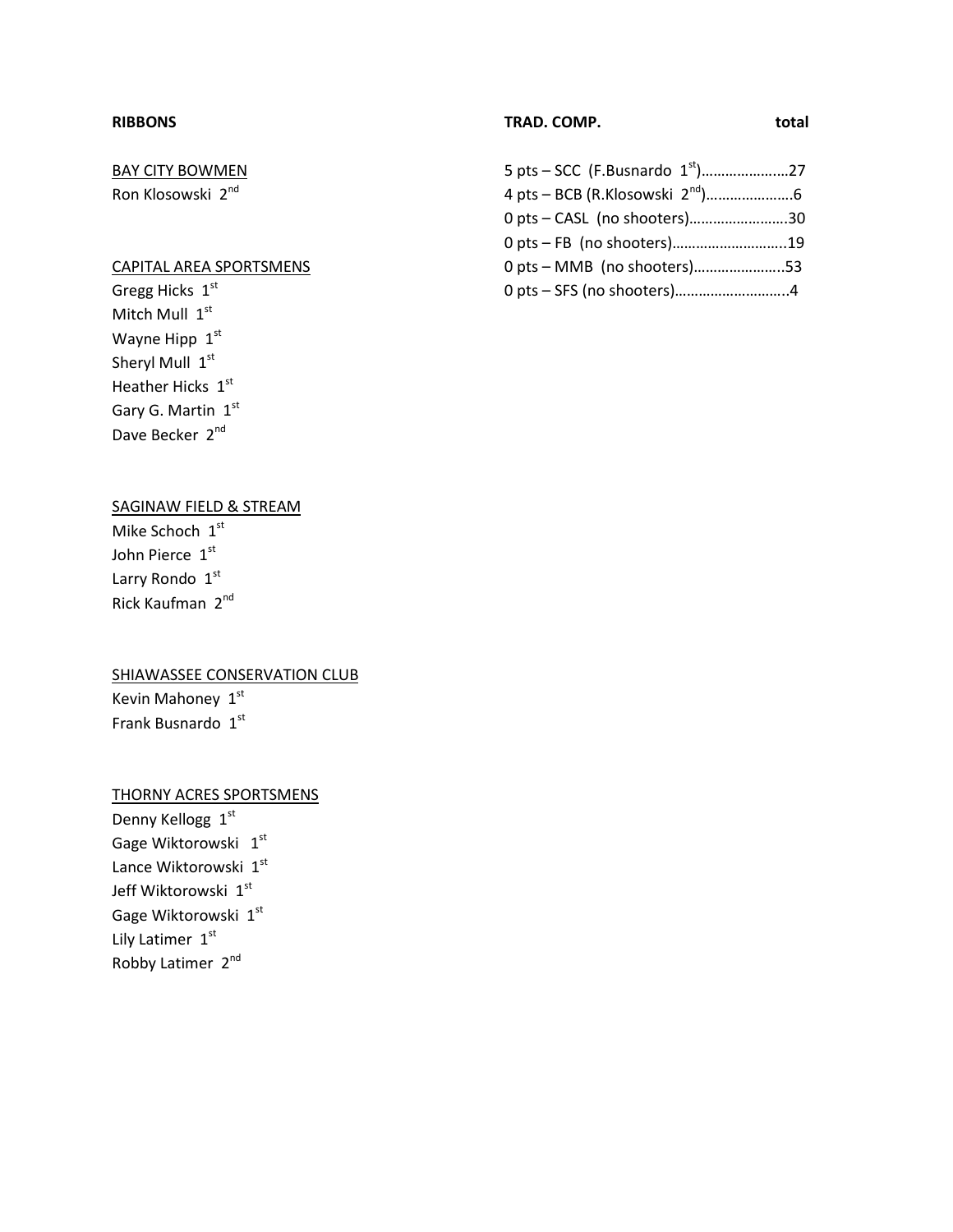**RIBBONS**

BAY CITY BOWMEN

Ron Klosowski 2nd

CAPITAL AREA SPORTSMENS

Gregg Hicks 1st
Mitch Mull 1st
Wayne Hipp 1st
Sheryl Mull 1st
Heather Hicks 1st
Gary G. Martin 1st
Dave Becker 2nd

SAGINAW FIELD & STREAM

Mike Schoch 1st
John Pierce 1st
Larry Rondo 1st
Rick Kaufman 2nd

SHIAWASSEE CONSERVATION CLUB

Kevin Mahoney 1st
Frank Busnardo 1st

THORNY ACRES SPORTSMENS

Denny Kellogg 1st
Gage Wiktorowski 1st
Lance Wiktorowski 1st
Jeff Wiktorowski 1st
Gage Wiktorowski 1st
Lily Latimer 1st
Robby Latimer 2nd

| **TRAD. COMP.** | **total** |
|---|---|
| 5 pts – SCC (F.Busnardo 1st) | 27 |
| 4 pts – BCB (R.Klosowski 2nd) | 6 |
| 0 pts – CASL (no shooters) | 30 |
| 0 pts – FB (no shooters) | 19 |
| 0 pts – MMB (no shooters) | 53 |
| 0 pts – SFS (no shooters) | 4 |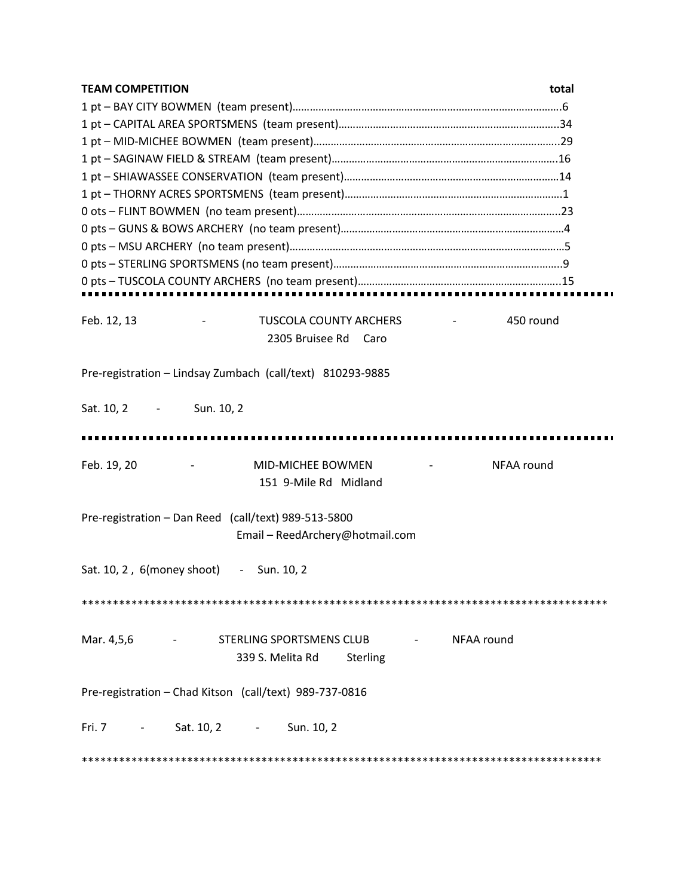**TEAM COMPETITION** **total**

1 pt – BAY CITY BOWMEN (team present)……………………………………………………………………………….6
1 pt – CAPITAL AREA SPORTSMENS (team present)……………………………………………………………….34
1 pt – MID-MICHEE BOWMEN (team present)………………………………………………………………………..29
1 pt – SAGINAW FIELD & STREAM (team present)…………………………………………………………………16
1 pt – SHIAWASSEE CONSERVATION (team present)……………………………………………………………14
1 pt – THORNY ACRES SPORTSMENS (team present)……………………………………………………………1
0 ots – FLINT BOWMEN (no team present)……………………………………………………………………………..23
0 pts – GUNS & BOWS ARCHERY (no team present)………………………………………………………………4
0 pts – MSU ARCHERY (no team present)……………………………………………………………………………….5
0 pts – STERLING SPORTSMENS (no team present)……………………………………………………………….9
0 pts – TUSCOLA COUNTY ARCHERS (no team present)…………………………………………………………15

---

Feb. 12, 13 - TUSCOLA COUNTY ARCHERS - 450 round
2305 Bruisee Rd Caro

Pre-registration – Lindsay Zumbach (call/text) 810293-9885

Sat. 10, 2 - Sun. 10, 2

---

Feb. 19, 20 - MID-MICHEE BOWMEN - NFAA round
151 9-Mile Rd Midland

Pre-registration – Dan Reed (call/text) 989-513-5800
Email – ReedArchery@hotmail.com

Sat. 10, 2 , 6(money shoot) - Sun. 10, 2

*************************************************************************************

Mar. 4,5,6 - STERLING SPORTSMENS CLUB - NFAA round
339 S. Melita Rd Sterling

Pre-registration – Chad Kitson (call/text) 989-737-0816

Fri. 7 - Sat. 10, 2 - Sun. 10, 2

*************************************************************************************